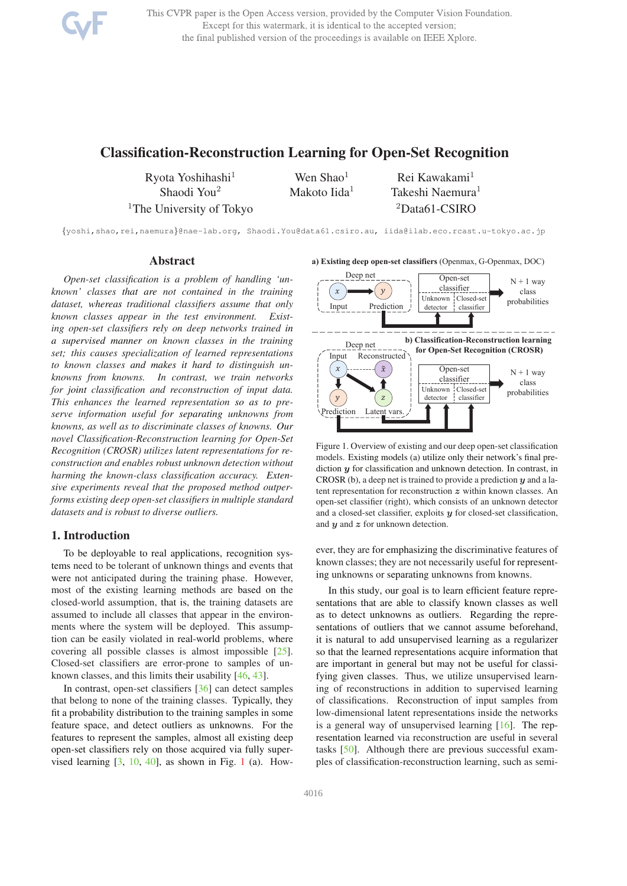# Classification-Reconstruction Learning for Open-Set Recognition

Ryota Yoshihashi[1] Wen Shao[1] Rei Kawakami[1] Shaodi You[2] Makoto Iida[1] Takeshi Naemura[1]

[1]The University of Tokyo [2]Data61-CSIRO

{yoshi,shao,rei,naemura}@nae-lab.org, Shaodi.You@data61.csiro.au, iida@ilab.eco.rcast.u-tokyo.ac.jp

## Abstract

*Open-set classification is a problem of handling 'unknown' classes that are not contained in the training dataset, whereas traditional classifiers assume that only known classes appear in the test environment. Existing open-set classifiers rely on deep networks trained in a supervised manner on known classes in the training set; this causes specialization of learned representations to known classes and makes it hard to distinguish unknowns from knowns. In contrast, we train networks for joint classification and reconstruction of input data. This enhances the learned representation so as to preserve information useful for separating unknowns from knowns, as well as to discriminate classes of knowns. Our novel Classification-Reconstruction learning for Open-Set Recognition (CROSR) utilizes latent representations for reconstruction and enables robust unknown detection without harming the known-class classification accuracy. Extensive experiments reveal that the proposed method outperforms existing deep open-set classifiers in multiple standard datasets and is robust to diverse outliers.*

## 1. Introduction

To be deployable to real applications, recognition systems need to be tolerant of unknown things and events that were not anticipated during the training phase. However, most of the existing learning methods are based on the closed-world assumption, that is, the training datasets are assumed to include all classes that appear in the environments where the system will be deployed. This assumption can be easily violated in real-world problems, where covering all possible classes is almost impossible [25]. Closed-set classifiers are error-prone to samples of unknown classes, and this limits their usability [46, 43].

In contrast, open-set classifiers [36] can detect samples that belong to none of the training classes. Typically, they fit a probability distribution to the training samples in some feature space, and detect outliers as unknowns. For the features to represent the samples, almost all existing deep open-set classifiers rely on those acquired via fully supervised learning [3, 10, 40], as shown in Fig. 1 (a). However, they are for emphasizing the discriminative features of known classes; they are not necessarily useful for representing unknowns or separating unknowns from knowns.

a) Existing deep open-set classifiers (Openmax, G-Openmax, DOC)

Deep net
Input $x$ → Prediction $y$
Open-set classifier
Unknown detector | Closed-set classifier
N + 1 way class probabilities

b) Classification-Reconstruction learning for Open-Set Recognition (CROSR)

Deep net
Input $x$, Reconstructed $\tilde{x}$
Prediction $y$, Latent vars. $z$
Open-set classifier
Unknown detector | Closed-set classifier
N + 1 way class probabilities

Figure 1. Overview of existing and our deep open-set classification models. Existing models (a) utilize only their network's final prediction $\boldsymbol{y}$ for classification and unknown detection. In contrast, in CROSR (b), a deep net is trained to provide a prediction $\boldsymbol{y}$ and a latent representation for reconstruction $\boldsymbol{z}$ within known classes. An open-set classifier (right), which consists of an unknown detector and a closed-set classifier, exploits $\boldsymbol{y}$ for closed-set classification, and $\boldsymbol{y}$ and $\boldsymbol{z}$ for unknown detection.

In this study, our goal is to learn efficient feature representations that are able to classify known classes as well as to detect unknowns as outliers. Regarding the representations of outliers that we cannot assume beforehand, it is natural to add unsupervised learning as a regularizer so that the learned representations acquire information that are important in general but may not be useful for classifying given classes. Thus, we utilize unsupervised learning of reconstructions in addition to supervised learning of classifications. Reconstruction of input samples from low-dimensional latent representations inside the networks is a general way of unsupervised learning [16]. The representation learned via reconstruction are useful in several tasks [50]. Although there are previous successful examples of classification-reconstruction learning, such as semi-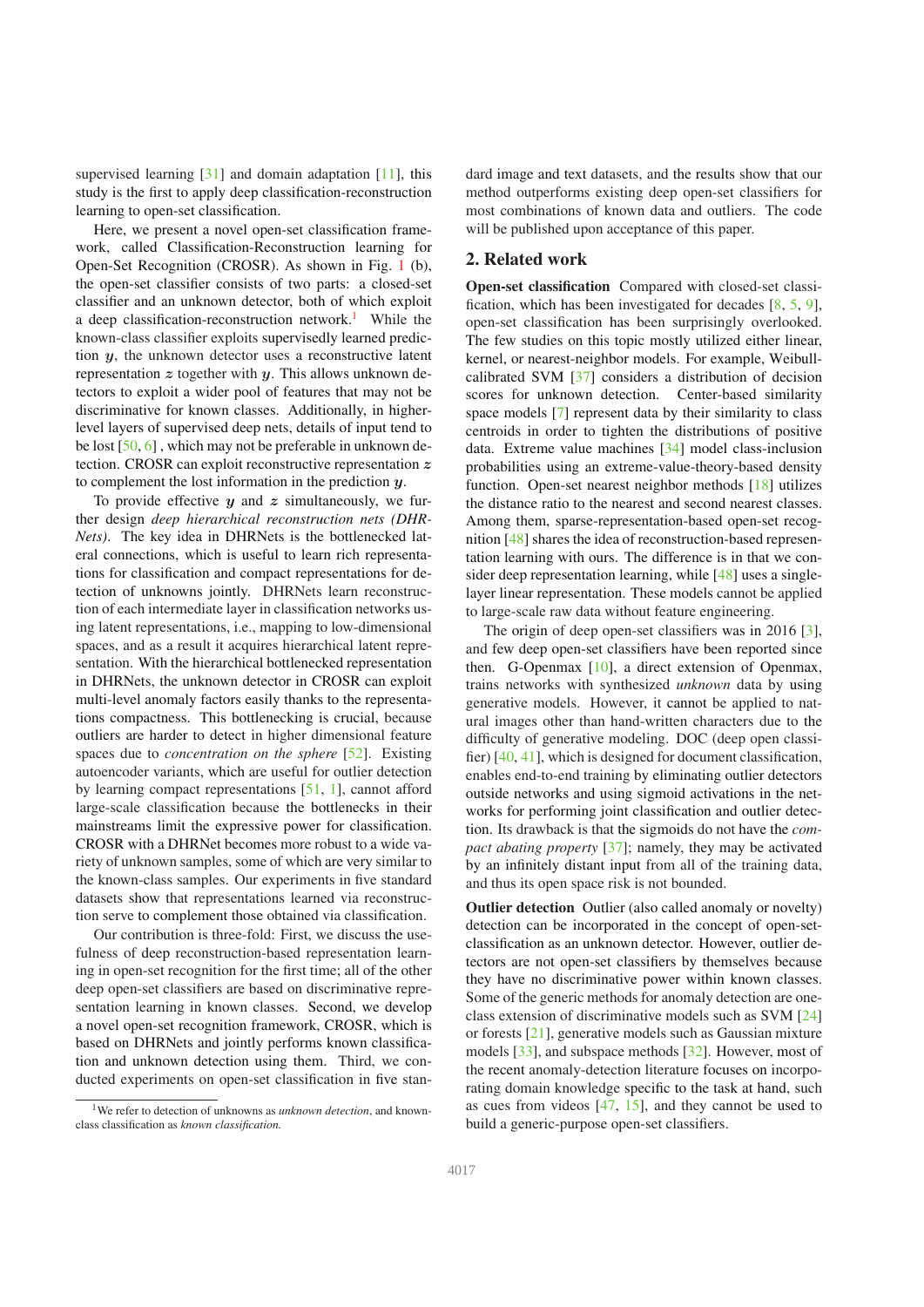supervised learning [31] and domain adaptation [11], this study is the first to apply deep classification-reconstruction learning to open-set classification.

Here, we present a novel open-set classification framework, called Classification-Reconstruction learning for Open-Set Recognition (CROSR). As shown in Fig. 1 (b), the open-set classifier consists of two parts: a closed-set classifier and an unknown detector, both of which exploit a deep classification-reconstruction network.[1] While the known-class classifier exploits supervisedly learned prediction $\boldsymbol{y}$, the unknown detector uses a reconstructive latent representation $\boldsymbol{z}$ together with $\boldsymbol{y}$. This allows unknown detectors to exploit a wider pool of features that may not be discriminative for known classes. Additionally, in higher-level layers of supervised deep nets, details of input tend to be lost [50, 6] , which may not be preferable in unknown detection. CROSR can exploit reconstructive representation $\boldsymbol{z}$ to complement the lost information in the prediction $\boldsymbol{y}$.

To provide effective $\boldsymbol{y}$ and $\boldsymbol{z}$ simultaneously, we further design *deep hierarchical reconstruction nets (DHR-Nets)*. The key idea in DHRNets is the bottlenecked lateral connections, which is useful to learn rich representations for classification and compact representations for detection of unknowns jointly. DHRNets learn reconstruction of each intermediate layer in classification networks using latent representations, i.e., mapping to low-dimensional spaces, and as a result it acquires hierarchical latent representation. With the hierarchical bottlenecked representation in DHRNets, the unknown detector in CROSR can exploit multi-level anomaly factors easily thanks to the representations compactness. This bottlenecking is crucial, because outliers are harder to detect in higher dimensional feature spaces due to *concentration on the sphere* [52]. Existing autoencoder variants, which are useful for outlier detection by learning compact representations [51, 1], cannot afford large-scale classification because the bottlenecks in their mainstreams limit the expressive power for classification. CROSR with a DHRNet becomes more robust to a wide variety of unknown samples, some of which are very similar to the known-class samples. Our experiments in five standard datasets show that representations learned via reconstruction serve to complement those obtained via classification.

Our contribution is three-fold: First, we discuss the usefulness of deep reconstruction-based representation learning in open-set recognition for the first time; all of the other deep open-set classifiers are based on discriminative representation learning in known classes. Second, we develop a novel open-set recognition framework, CROSR, which is based on DHRNets and jointly performs known classification and unknown detection using them. Third, we conducted experiments on open-set classification in five standard image and text datasets, and the results show that our method outperforms existing deep open-set classifiers for most combinations of known data and outliers. The code will be published upon acceptance of this paper.

[1] We refer to detection of unknowns as *unknown detection*, and known-class classification as *known classification.*

## 2. Related work

**Open-set classification** Compared with closed-set classification, which has been investigated for decades [8, 5, 9], open-set classification has been surprisingly overlooked. The few studies on this topic mostly utilized either linear, kernel, or nearest-neighbor models. For example, Weibull-calibrated SVM [37] considers a distribution of decision scores for unknown detection. Center-based similarity space models [7] represent data by their similarity to class centroids in order to tighten the distributions of positive data. Extreme value machines [34] model class-inclusion probabilities using an extreme-value-theory-based density function. Open-set nearest neighbor methods [18] utilizes the distance ratio to the nearest and second nearest classes. Among them, sparse-representation-based open-set recognition [48] shares the idea of reconstruction-based representation learning with ours. The difference is in that we consider deep representation learning, while [48] uses a single-layer linear representation. These models cannot be applied to large-scale raw data without feature engineering.

The origin of deep open-set classifiers was in 2016 [3], and few deep open-set classifiers have been reported since then. G-Openmax [10], a direct extension of Openmax, trains networks with synthesized *unknown* data by using generative models. However, it cannot be applied to natural images other than hand-written characters due to the difficulty of generative modeling. DOC (deep open classifier) [40, 41], which is designed for document classification, enables end-to-end training by eliminating outlier detectors outside networks and using sigmoid activations in the networks for performing joint classification and outlier detection. Its drawback is that the sigmoids do not have the *compact abating property* [37]; namely, they may be activated by an infinitely distant input from all of the training data, and thus its open space risk is not bounded.

**Outlier detection** Outlier (also called anomaly or novelty) detection can be incorporated in the concept of open-set-classification as an unknown detector. However, outlier detectors are not open-set classifiers by themselves because they have no discriminative power within known classes. Some of the generic methods for anomaly detection are one-class extension of discriminative models such as SVM [24] or forests [21], generative models such as Gaussian mixture models [33], and subspace methods [32]. However, most of the recent anomaly-detection literature focuses on incorporating domain knowledge specific to the task at hand, such as cues from videos [47, 15], and they cannot be used to build a generic-purpose open-set classifiers.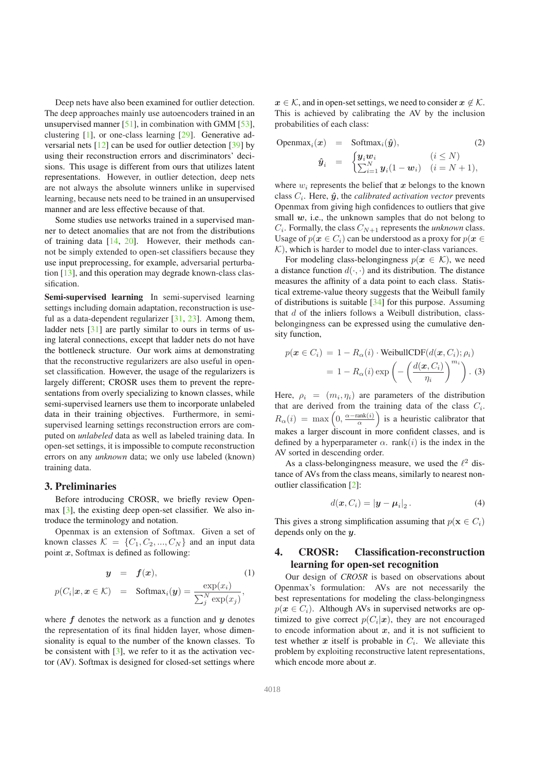Deep nets have also been examined for outlier detection. The deep approaches mainly use autoencoders trained in an unsupervised manner [51], in combination with GMM [53], clustering [1], or one-class learning [29]. Generative adversarial nets [12] can be used for outlier detection [39] by using their reconstruction errors and discriminators' decisions. This usage is different from ours that utilizes latent representations. However, in outlier detection, deep nets are not always the absolute winners unlike in supervised learning, because nets need to be trained in an unsupervised manner and are less effective because of that.

Some studies use networks trained in a supervised manner to detect anomalies that are not from the distributions of training data [14, 20]. However, their methods cannot be simply extended to open-set classifiers because they use input preprocessing, for example, adversarial perturbation [13], and this operation may degrade known-class classification.

**Semi-supervised learning** In semi-supervised learning settings including domain adaptation, reconstruction is useful as a data-dependent regularizer [31, 23]. Among them, ladder nets [31] are partly similar to ours in terms of using lateral connections, except that ladder nets do not have the bottleneck structure. Our work aims at demonstrating that the reconstructive regularizers are also useful in open-set classification. However, the usage of the regularizers is largely different; CROSR uses them to prevent the representations from overly specializing to known classes, while semi-supervised learners use them to incorporate unlabeled data in their training objectives. Furthermore, in semi-supervised learning settings reconstruction errors are computed on *unlabeled* data as well as labeled training data. In open-set settings, it is impossible to compute reconstruction errors on any *unknown* data; we only use labeled (known) training data.

## 3. Preliminaries

Before introducing CROSR, we briefly review Openmax [3], the existing deep open-set classifier. We also introduce the terminology and notation.

Openmax is an extension of Softmax. Given a set of known classes $\mathcal{K} = \{C_1, C_2, ..., C_N\}$ and an input data point $\boldsymbol{x}$, Softmax is defined as following:

$$
\begin{aligned}
\boldsymbol{y} &= \boldsymbol{f}(\boldsymbol{x}), \\
p(C_i|\boldsymbol{x}, \boldsymbol{x} \in \mathcal{K}) &= \text{Softmax}_i(\boldsymbol{y}) = \frac{\exp(x_i)}{\sum_j^N \exp(x_j)},
\end{aligned} \tag{1}
$$

where $\boldsymbol{f}$ denotes the network as a function and $\boldsymbol{y}$ denotes the representation of its final hidden layer, whose dimensionality is equal to the number of the known classes. To be consistent with [3], we refer to it as the activation vector (AV). Softmax is designed for closed-set settings where $\boldsymbol{x} \in \mathcal{K}$, and in open-set settings, we need to consider $\boldsymbol{x} \notin \mathcal{K}$. This is achieved by calibrating the AV by the inclusion probabilities of each class:

$$
\begin{aligned}
\text{Openmax}_i(\boldsymbol{x}) &= \text{Softmax}_i(\hat{\boldsymbol{y}}), \\
\hat{\boldsymbol{y}}_i &= \begin{cases} \boldsymbol{y}_i \boldsymbol{w}_i & (i \leq N) \\ \sum_{i=1}^N \boldsymbol{y}_i (1 - \boldsymbol{w}_i) & (i = N+1), \end{cases}
\end{aligned} \tag{2}
$$

where $w_i$ represents the belief that $\boldsymbol{x}$ belongs to the known class $C_i$. Here, $\hat{\boldsymbol{y}}$, the *calibrated activation vector* prevents Openmax from giving high confidences to outliers that give small $\boldsymbol{w}$, i.e., the unknown samples that do not belong to $C_i$. Formally, the class $C_{N+1}$ represents the *unknown* class. Usage of $p(\boldsymbol{x} \in C_i)$ can be understood as a proxy for $p(\boldsymbol{x} \in \mathcal{K})$, which is harder to model due to inter-class variances.

For modeling class-belongingness $p(\boldsymbol{x} \in \mathcal{K})$, we need a distance function $d(\cdot, \cdot)$ and its distribution. The distance measures the affinity of a data point to each class. Statistical extreme-value theory suggests that the Weibull family of distributions is suitable [34] for this purpose. Assuming that $d$ of the inliers follows a Weibull distribution, class-belongingness can be expressed using the cumulative density function,

$$
\begin{aligned}
p(\boldsymbol{x} \in C_i) &= 1 - R_\alpha(i) \cdot \text{WeibullCDF}(d(\boldsymbol{x}, C_i); \rho_i) \\
&= 1 - R_\alpha(i) \exp\left( - \left( \frac{d(\boldsymbol{x}, C_i)}{\eta_i} \right)^{m_i} \right).
\end{aligned} \tag{3}
$$

Here, $\rho_i = (m_i, \eta_i)$ are parameters of the distribution that are derived from the training data of the class $C_i$. $R_\alpha(i) = \max\left(0, \frac{\alpha - \text{rank}(i)}{\alpha}\right)$ is a heuristic calibrator that makes a larger discount in more confident classes, and is defined by a hyperparameter $\alpha$. $\text{rank}(i)$ is the index in the AV sorted in descending order.

As a class-belongingness measure, we used the $\ell^2$ distance of AVs from the class means, similarly to nearest non-outlier classification [2]:

$$
d(\boldsymbol{x}, C_i) = |\boldsymbol{y} - \boldsymbol{\mu}_i|_2 . \tag{4}
$$

This gives a strong simplification assuming that $p(\mathbf{x} \in C_i)$ depends only on the $\boldsymbol{y}$.

## 4. CROSR: Classification-reconstruction learning for open-set recognition

Our design of *CROSR* is based on observations about Openmax's formulation: AVs are not necessarily the best representations for modeling the class-belongingness $p(\boldsymbol{x} \in C_i)$. Although AVs in supervised networks are optimized to give correct $p(C_i|\boldsymbol{x})$, they are not encouraged to encode information about $\boldsymbol{x}$, and it is not sufficient to test whether $\boldsymbol{x}$ itself is probable in $C_i$. We alleviate this problem by exploiting reconstructive latent representations, which encode more about $\boldsymbol{x}$.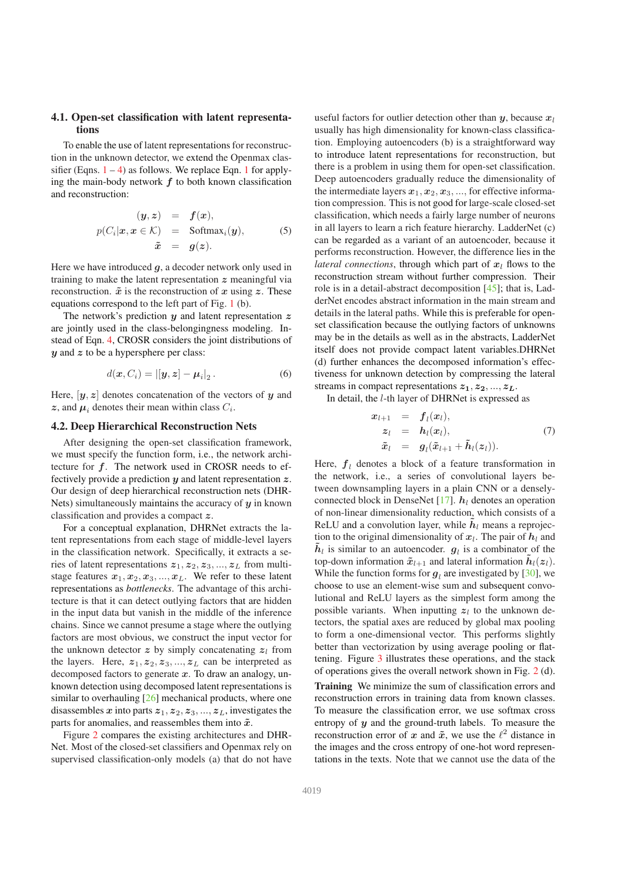### 4.1. Open-set classification with latent representations

To enable the use of latent representations for reconstruction in the unknown detector, we extend the Openmax classifier (Eqns. 1 – 4) as follows. We replace Eqn. 1 for applying the main-body network $\boldsymbol{f}$ to both known classification and reconstruction:

$$
\begin{aligned}
(\boldsymbol{y}, \boldsymbol{z}) &= \boldsymbol{f}(\boldsymbol{x}), \\
p(C_i | \boldsymbol{x}, \boldsymbol{x} \in \mathcal{K}) &= \text{Softmax}_i(\boldsymbol{y}), \\
\tilde{\boldsymbol{x}} &= \boldsymbol{g}(\boldsymbol{z}).
\end{aligned} \tag{5}
$$

Here we have introduced $\boldsymbol{g}$, a decoder network only used in training to make the latent representation $\boldsymbol{z}$ meaningful via reconstruction. $\tilde{\boldsymbol{x}}$ is the reconstruction of $\boldsymbol{x}$ using $\boldsymbol{z}$. These equations correspond to the left part of Fig. 1 (b).

The network's prediction $\boldsymbol{y}$ and latent representation $\boldsymbol{z}$ are jointly used in the class-belongingness modeling. Instead of Eqn. 4, CROSR considers the joint distributions of $\boldsymbol{y}$ and $\boldsymbol{z}$ to be a hypersphere per class:

$$
d(\boldsymbol{x}, C_i) = |[\boldsymbol{y}, \boldsymbol{z}] - \boldsymbol{\mu}_i|_2 \,. \tag{6}
$$

Here, $[\boldsymbol{y}, \boldsymbol{z}]$ denotes concatenation of the vectors of $\boldsymbol{y}$ and $\boldsymbol{z}$, and $\boldsymbol{\mu}_i$ denotes their mean within class $C_i$.

### 4.2. Deep Hierarchical Reconstruction Nets

After designing the open-set classification framework, we must specify the function form, i.e., the network architecture for $\boldsymbol{f}$. The network used in CROSR needs to effectively provide a prediction $\boldsymbol{y}$ and latent representation $\boldsymbol{z}$. Our design of deep hierarchical reconstruction nets (DHRNets) simultaneously maintains the accuracy of $\boldsymbol{y}$ in known classification and provides a compact $\boldsymbol{z}$.

For a conceptual explanation, DHRNet extracts the latent representations from each stage of middle-level layers in the classification network. Specifically, it extracts a series of latent representations $\boldsymbol{z}_1, \boldsymbol{z}_2, \boldsymbol{z}_3, ..., \boldsymbol{z}_L$ from multi-stage features $\boldsymbol{x}_1, \boldsymbol{x}_2, \boldsymbol{x}_3, ..., \boldsymbol{x}_L$. We refer to these latent representations as *bottlenecks*. The advantage of this architecture is that it can detect outlying factors that are hidden in the input data but vanish in the middle of the inference chains. Since we cannot presume a stage where the outlying factors are most obvious, we construct the input vector for the unknown detector $\boldsymbol{z}$ by simply concatenating $\boldsymbol{z}_l$ from the layers. Here, $\boldsymbol{z}_1, \boldsymbol{z}_2, \boldsymbol{z}_3, ..., \boldsymbol{z}_L$ can be interpreted as decomposed factors to generate $\boldsymbol{x}$. To draw an analogy, unknown detection using decomposed latent representations is similar to overhauling [26] mechanical products, where one disassembles $\boldsymbol{x}$ into parts $\boldsymbol{z}_1, \boldsymbol{z}_2, \boldsymbol{z}_3, ..., \boldsymbol{z}_L$, investigates the parts for anomalies, and reassembles them into $\tilde{\boldsymbol{x}}$.

Figure 2 compares the existing architectures and DHRNet. Most of the closed-set classifiers and Openmax rely on supervised classification-only models (a) that do not have useful factors for outlier detection other than $\boldsymbol{y}$, because $\boldsymbol{x}_l$ usually has high dimensionality for known-class classification. Employing autoencoders (b) is a straightforward way to introduce latent representations for reconstruction, but there is a problem in using them for open-set classification. Deep autoencoders gradually reduce the dimensionality of the intermediate layers $\boldsymbol{x}_1, \boldsymbol{x}_2, \boldsymbol{x}_3, ...$, for effective information compression. This is not good for large-scale closed-set classification, which needs a fairly large number of neurons in all layers to learn a rich feature hierarchy. LadderNet (c) can be regarded as a variant of an autoencoder, because it performs reconstruction. However, the difference lies in the *lateral connections*, through which part of $\boldsymbol{x}_l$ flows to the reconstruction stream without further compression. Their role is in a detail-abstract decomposition [45]; that is, LadderNet encodes abstract information in the main stream and details in the lateral paths. While this is preferable for open-set classification because the outlying factors of unknowns may be in the details as well as in the abstracts, LadderNet itself does not provide compact latent variables.DHRNet (d) further enhances the decomposed information's effectiveness for unknown detection by compressing the lateral streams in compact representations $\boldsymbol{z}_1, \boldsymbol{z}_2, ..., \boldsymbol{z}_L$.

In detail, the $l$-th layer of DHRNet is expressed as

$$
\begin{aligned}
\boldsymbol{x}_{l+1} &= \boldsymbol{f}_l(\boldsymbol{x}_l), \\
\boldsymbol{z}_l &= \boldsymbol{h}_l(\boldsymbol{x}_l), \\
\tilde{\boldsymbol{x}}_l &= \boldsymbol{g}_l(\tilde{\boldsymbol{x}}_{l+1} + \tilde{\boldsymbol{h}}_l(\boldsymbol{z}_l)).
\end{aligned} \tag{7}
$$

Here, $\boldsymbol{f}_l$ denotes a block of a feature transformation in the network, i.e., a series of convolutional layers between downsampling layers in a plain CNN or a densely-connected block in DenseNet [17]. $\boldsymbol{h}_l$ denotes an operation of non-linear dimensionality reduction, which consists of a ReLU and a convolution layer, while $\tilde{\boldsymbol{h}}_l$ means a reprojection to the original dimensionality of $\boldsymbol{x}_l$. The pair of $\boldsymbol{h}_l$ and $\tilde{\boldsymbol{h}}_l$ is similar to an autoencoder. $\boldsymbol{g}_l$ is a combinator of the top-down information $\tilde{\boldsymbol{x}}_{l+1}$ and lateral information $\tilde{\boldsymbol{h}}_l(\boldsymbol{z}_l)$. While the function forms for $\boldsymbol{g}_l$ are investigated by [30], we choose to use an element-wise sum and subsequent convolutional and ReLU layers as the simplest form among the possible variants. When inputting $\boldsymbol{z}_l$ to the unknown detectors, the spatial axes are reduced by global max pooling to form a one-dimensional vector. This performs slightly better than vectorization by using average pooling or flattening. Figure 3 illustrates these operations, and the stack of operations gives the overall network shown in Fig. 2 (d).

**Training** We minimize the sum of classification errors and reconstruction errors in training data from known classes. To measure the classification error, we use softmax cross entropy of $\boldsymbol{y}$ and the ground-truth labels. To measure the reconstruction error of $\boldsymbol{x}$ and $\tilde{\boldsymbol{x}}$, we use the $\ell^2$ distance in the images and the cross entropy of one-hot word representations in the texts. Note that we cannot use the data of the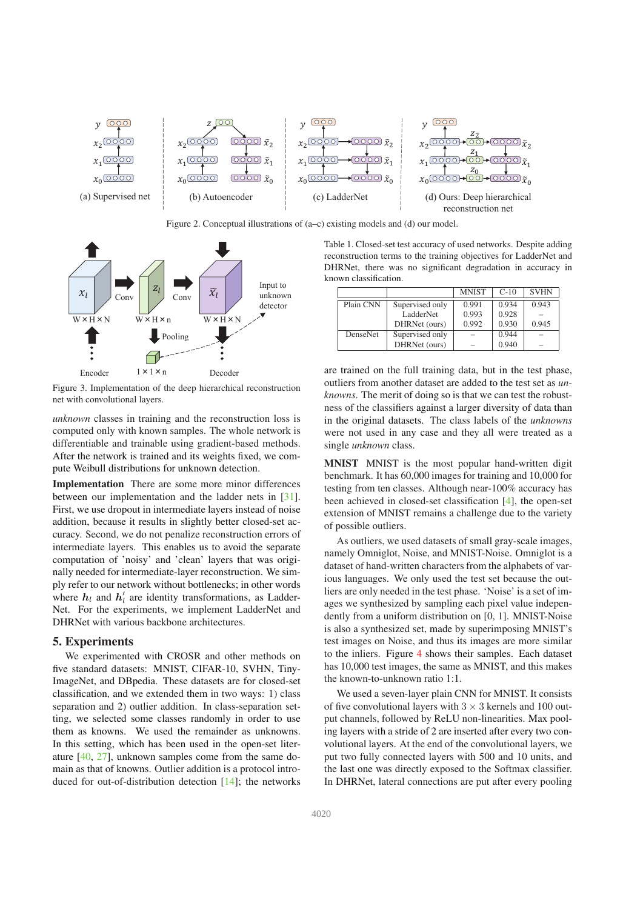Figure 2. Conceptual illustrations of (a–c) existing models and (d) our model.

Figure 3. Implementation of the deep hierarchical reconstruction net with convolutional layers.

*unknown* classes in training and the reconstruction loss is computed only with known samples. The whole network is differentiable and trainable using gradient-based methods. After the network is trained and its weights fixed, we compute Weibull distributions for unknown detection.

**Implementation** There are some more minor differences between our implementation and the ladder nets in [31]. First, we use dropout in intermediate layers instead of noise addition, because it results in slightly better closed-set accuracy. Second, we do not penalize reconstruction errors of intermediate layers. This enables us to avoid the separate computation of 'noisy' and 'clean' layers that was originally needed for intermediate-layer reconstruction. We simply refer to our network without bottlenecks; in other words where $\boldsymbol{h}_l$ and $\boldsymbol{h}'_l$ are identity transformations, as LadderNet. For the experiments, we implement LadderNet and DHRNet with various backbone architectures.

## 5. Experiments

We experimented with CROSR and other methods on five standard datasets: MNIST, CIFAR-10, SVHN, TinyImageNet, and DBpedia. These datasets are for closed-set classification, and we extended them in two ways: 1) class separation and 2) outlier addition. In class-separation setting, we selected some classes randomly in order to use them as knowns. We used the remainder as unknowns. In this setting, which has been used in the open-set literature [40, 27], unknown samples come from the same domain as that of knowns. Outlier addition is a protocol introduced for out-of-distribution detection [14]; the networks are trained on the full training data, but in the test phase, outliers from another dataset are added to the test set as *unknowns*. The merit of doing so is that we can test the robustness of the classifiers against a larger diversity of data than in the original datasets. The class labels of the *unknowns* were not used in any case and they all were treated as a single *unknown* class.

Table 1. Closed-set test accuracy of used networks. Despite adding reconstruction terms to the training objectives for LadderNet and DHRNet, there was no significant degradation in accuracy in known classification.

| | | MNIST | C-10 | SVHN |
|---|---|---|---|---|
| Plain CNN | Supervised only | 0.991 | 0.934 | 0.943 |
| | LadderNet | 0.993 | 0.928 | – |
| | DHRNet (ours) | 0.992 | 0.930 | 0.945 |
| DenseNet | Supervised only | – | 0.944 | – |
| | DHRNet (ours) | – | 0.940 | – |

**MNIST** MNIST is the most popular hand-written digit benchmark. It has 60,000 images for training and 10,000 for testing from ten classes. Although near-100% accuracy has been achieved in closed-set classification [4], the open-set extension of MNIST remains a challenge due to the variety of possible outliers.

As outliers, we used datasets of small gray-scale images, namely Omniglot, Noise, and MNIST-Noise. Omniglot is a dataset of hand-written characters from the alphabets of various languages. We only used the test set because the outliers are only needed in the test phase. 'Noise' is a set of images we synthesized by sampling each pixel value independently from a uniform distribution on [0, 1]. MNIST-Noise is also a synthesized set, made by superimposing MNIST's test images on Noise, and thus its images are more similar to the inliers. Figure 4 shows their samples. Each dataset has 10,000 test images, the same as MNIST, and this makes the known-to-unknown ratio 1:1.

We used a seven-layer plain CNN for MNIST. It consists of five convolutional layers with $3 \times 3$ kernels and 100 output channels, followed by ReLU non-linearities. Max pooling layers with a stride of 2 are inserted after every two convolutional layers. At the end of the convolutional layers, we put two fully connected layers with 500 and 10 units, and the last one was directly exposed to the Softmax classifier. In DHRNet, lateral connections are put after every pooling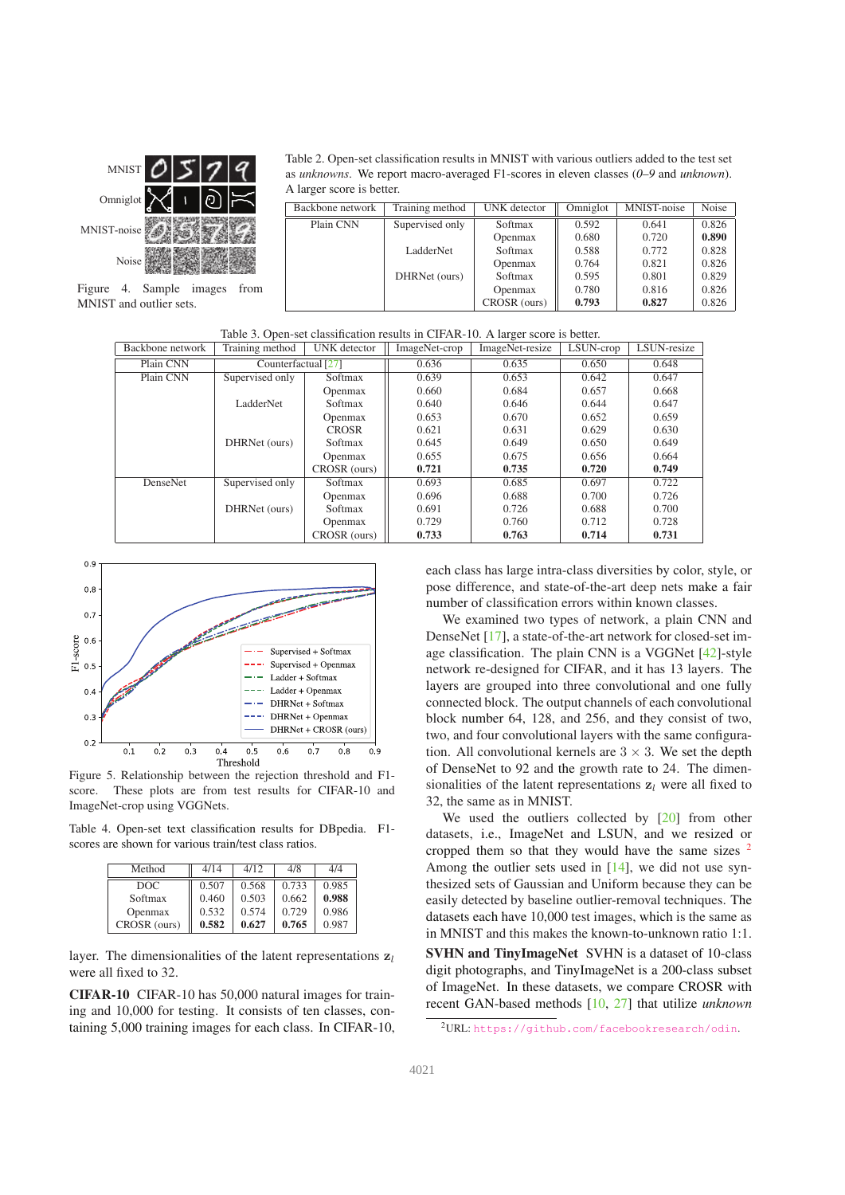MNIST

Omniglot

MNIST-noise

Noise

Figure 4. Sample images from MNIST and outlier sets.

Table 2. Open-set classification results in MNIST with various outliers added to the test set as *unknowns*. We report macro-averaged F1-scores in eleven classes (*0–9* and *unknown*). A larger score is better.

| Backbone network | Training method | UNK detector | Omniglot | MNIST-noise | Noise |
|---|---|---|---|---|---|
| Plain CNN | Supervised only | Softmax | 0.592 | 0.641 | 0.826 |
| | | Openmax | 0.680 | 0.720 | **0.890** |
| | LadderNet | Softmax | 0.588 | 0.772 | 0.828 |
| | | Openmax | 0.764 | 0.821 | 0.826 |
| | DHRNet (ours) | Softmax | 0.595 | 0.801 | 0.829 |
| | | Openmax | 0.780 | 0.816 | 0.826 |
| | | CROSR (ours) | **0.793** | **0.827** | 0.826 |

Table 3. Open-set classification results in CIFAR-10. A larger score is better.

| Backbone network | Training method | UNK detector | ImageNet-crop | ImageNet-resize | LSUN-crop | LSUN-resize |
|---|---|---|---|---|---|---|
| Plain CNN | Counterfactual [27] | | 0.636 | 0.635 | 0.650 | 0.648 |
| Plain CNN | Supervised only | Softmax | 0.639 | 0.653 | 0.642 | 0.647 |
| | | Openmax | 0.660 | 0.684 | 0.657 | 0.668 |
| | LadderNet | Softmax | 0.640 | 0.646 | 0.644 | 0.647 |
| | | Openmax | 0.653 | 0.670 | 0.652 | 0.659 |
| | | CROSR | 0.621 | 0.631 | 0.629 | 0.630 |
| | DHRNet (ours) | Softmax | 0.645 | 0.649 | 0.650 | 0.649 |
| | | Openmax | 0.655 | 0.675 | 0.656 | 0.664 |
| | | CROSR (ours) | **0.721** | **0.735** | **0.720** | **0.749** |
| DenseNet | Supervised only | Softmax | 0.693 | 0.685 | 0.697 | 0.722 |
| | | Openmax | 0.696 | 0.688 | 0.700 | 0.726 |
| | DHRNet (ours) | Softmax | 0.691 | 0.726 | 0.688 | 0.700 |
| | | Openmax | 0.729 | 0.760 | 0.712 | 0.728 |
| | | CROSR (ours) | **0.733** | **0.763** | **0.714** | **0.731** |

F1-score
0.9
0.8
0.7
0.6
0.5
0.4
0.3
0.2
0.1 0.2 0.3 0.4 0.5 0.6 0.7 0.8 0.9
Threshold
Supervised + Softmax
Supervised + Openmax
Ladder + Softmax
Ladder + Openmax
DHRNet + Softmax
DHRNet + Openmax
DHRNet + CROSR (ours)

Figure 5. Relationship between the rejection threshold and F1-score. These plots are from test results for CIFAR-10 and ImageNet-crop using VGGNets.

Table 4. Open-set text classification results for DBpedia. F1-scores are shown for various train/test class ratios.

| Method | 4/14 | 4/12 | 4/8 | 4/4 |
|---|---|---|---|---|
| DOC | 0.507 | 0.568 | 0.733 | 0.985 |
| Softmax | 0.460 | 0.503 | 0.662 | **0.988** |
| Openmax | 0.532 | 0.574 | 0.729 | 0.986 |
| CROSR (ours) | **0.582** | **0.627** | **0.765** | 0.987 |

layer. The dimensionalities of the latent representations $\mathbf{z}_l$ were all fixed to 32.

**CIFAR-10** CIFAR-10 has 50,000 natural images for training and 10,000 for testing. It consists of ten classes, containing 5,000 training images for each class. In CIFAR-10, each class has large intra-class diversities by color, style, or pose difference, and state-of-the-art deep nets make a fair number of classification errors within known classes.

We examined two types of network, a plain CNN and DenseNet [17], a state-of-the-art network for closed-set image classification. The plain CNN is a VGGNet [42]-style network re-designed for CIFAR, and it has 13 layers. The layers are grouped into three convolutional and one fully connected block. The output channels of each convolutional block number 64, 128, and 256, and they consist of two, two, and four convolutional layers with the same configuration. All convolutional kernels are $3 \times 3$. We set the depth of DenseNet to 92 and the growth rate to 24. The dimensionalities of the latent representations $\mathbf{z}_l$ were all fixed to 32, the same as in MNIST.

We used the outliers collected by [20] from other datasets, i.e., ImageNet and LSUN, and we resized or cropped them so that they would have the same sizes [2]. Among the outlier sets used in [14], we did not use synthesized sets of Gaussian and Uniform because they can be easily detected by baseline outlier-removal techniques. The datasets each have 10,000 test images, which is the same as in MNIST and this makes the known-to-unknown ratio 1:1.

**SVHN and TinyImageNet** SVHN is a dataset of 10-class digit photographs, and TinyImageNet is a 200-class subset of ImageNet. In these datasets, we compare CROSR with recent GAN-based methods [10, 27] that utilize *unknown*

[2]URL: https://github.com/facebookresearch/odin.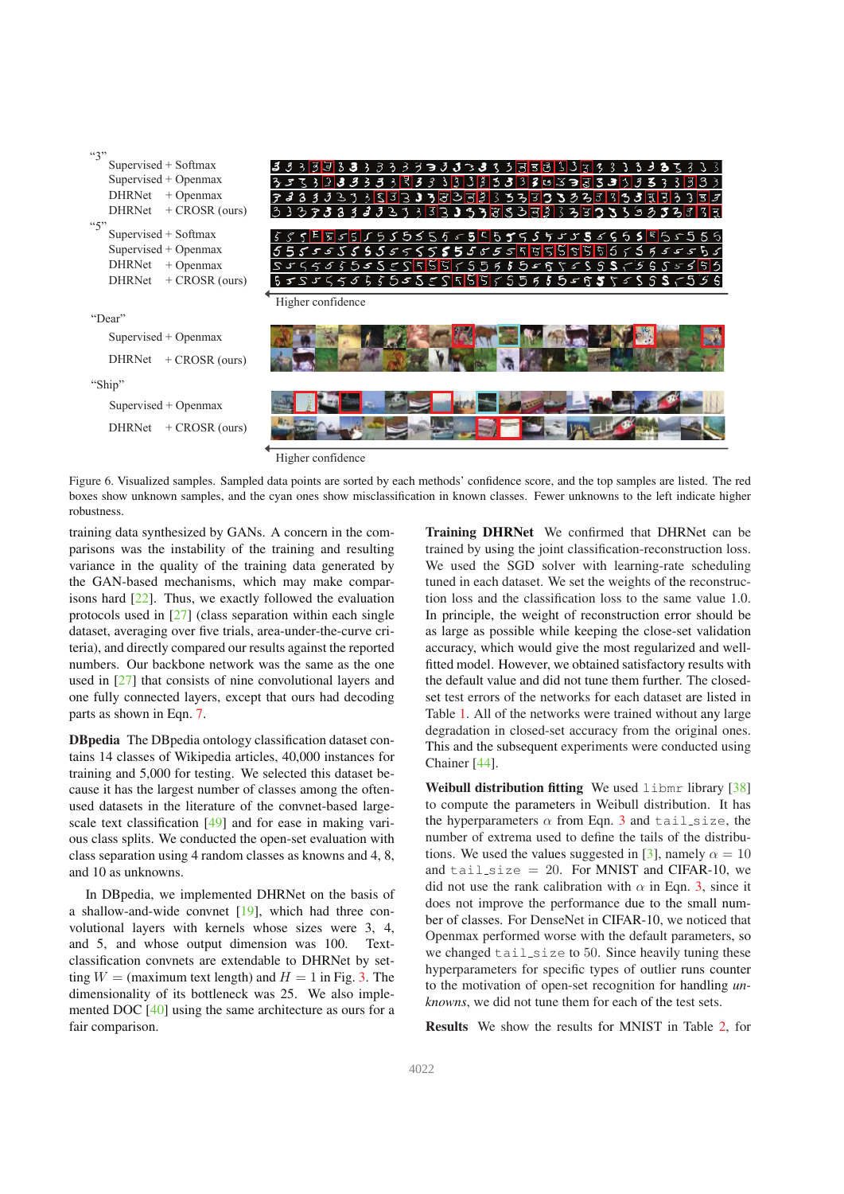"3"
Supervised + Softmax
Supervised + Openmax
DHRNet + Openmax
DHRNet + CROSR (ours)
"5"
Supervised + Softmax
Supervised + Openmax
DHRNet + Openmax
DHRNet + CROSR (ours)

Higher confidence

"Dear"
Supervised + Openmax
DHRNet + CROSR (ours)
"Ship"
Supervised + Openmax
DHRNet + CROSR (ours)

Higher confidence

Figure 6. Visualized samples. Sampled data points are sorted by each methods' confidence score, and the top samples are listed. The red boxes show unknown samples, and the cyan ones show misclassification in known classes. Fewer unknowns to the left indicate higher robustness.

training data synthesized by GANs. A concern in the comparisons was the instability of the training and resulting variance in the quality of the training data generated by the GAN-based mechanisms, which may make comparisons hard [22]. Thus, we exactly followed the evaluation protocols used in [27] (class separation within each single dataset, averaging over five trials, area-under-the-curve criteria), and directly compared our results against the reported numbers. Our backbone network was the same as the one used in [27] that consists of nine convolutional layers and one fully connected layers, except that ours had decoding parts as shown in Eqn. 7.

**DBpedia** The DBpedia ontology classification dataset contains 14 classes of Wikipedia articles, 40,000 instances for training and 5,000 for testing. We selected this dataset because it has the largest number of classes among the often-used datasets in the literature of the convnet-based large-scale text classification [49] and for ease in making various class splits. We conducted the open-set evaluation with class separation using 4 random classes as knowns and 4, 8, and 10 as unknowns.

In DBpedia, we implemented DHRNet on the basis of a shallow-and-wide convnet [19], which had three convolutional layers with kernels whose sizes were 3, 4, and 5, and whose output dimension was 100. Text-classification convnets are extendable to DHRNet by setting $W$ = (maximum text length) and $H = 1$ in Fig. 3. The dimensionality of its bottleneck was 25. We also implemented DOC [40] using the same architecture as ours for a fair comparison.

**Training DHRNet** We confirmed that DHRNet can be trained by using the joint classification-reconstruction loss. We used the SGD solver with learning-rate scheduling tuned in each dataset. We set the weights of the reconstruction loss and the classification loss to the same value 1.0. In principle, the weight of reconstruction error should be as large as possible while keeping the close-set validation accuracy, which would give the most regularized and well-fitted model. However, we obtained satisfactory results with the default value and did not tune them further. The closed-set test errors of the networks for each dataset are listed in Table 1. All of the networks were trained without any large degradation in closed-set accuracy from the original ones. This and the subsequent experiments were conducted using Chainer [44].

**Weibull distribution fitting** We used `libmr` library [38] to compute the parameters in Weibull distribution. It has the hyperparameters $\alpha$ from Eqn. 3 and `tail_size`, the number of extrema used to define the tails of the distributions. We used the values suggested in [3], namely $\alpha = 10$ and `tail_size` $= 20$. For MNIST and CIFAR-10, we did not use the rank calibration with $\alpha$ in Eqn. 3, since it does not improve the performance due to the small number of classes. For DenseNet in CIFAR-10, we noticed that Openmax performed worse with the default parameters, so we changed `tail_size` to 50. Since heavily tuning these hyperparameters for specific types of outlier runs counter to the motivation of open-set recognition for handling *unknowns*, we did not tune them for each of the test sets.

**Results** We show the results for MNIST in Table 2, for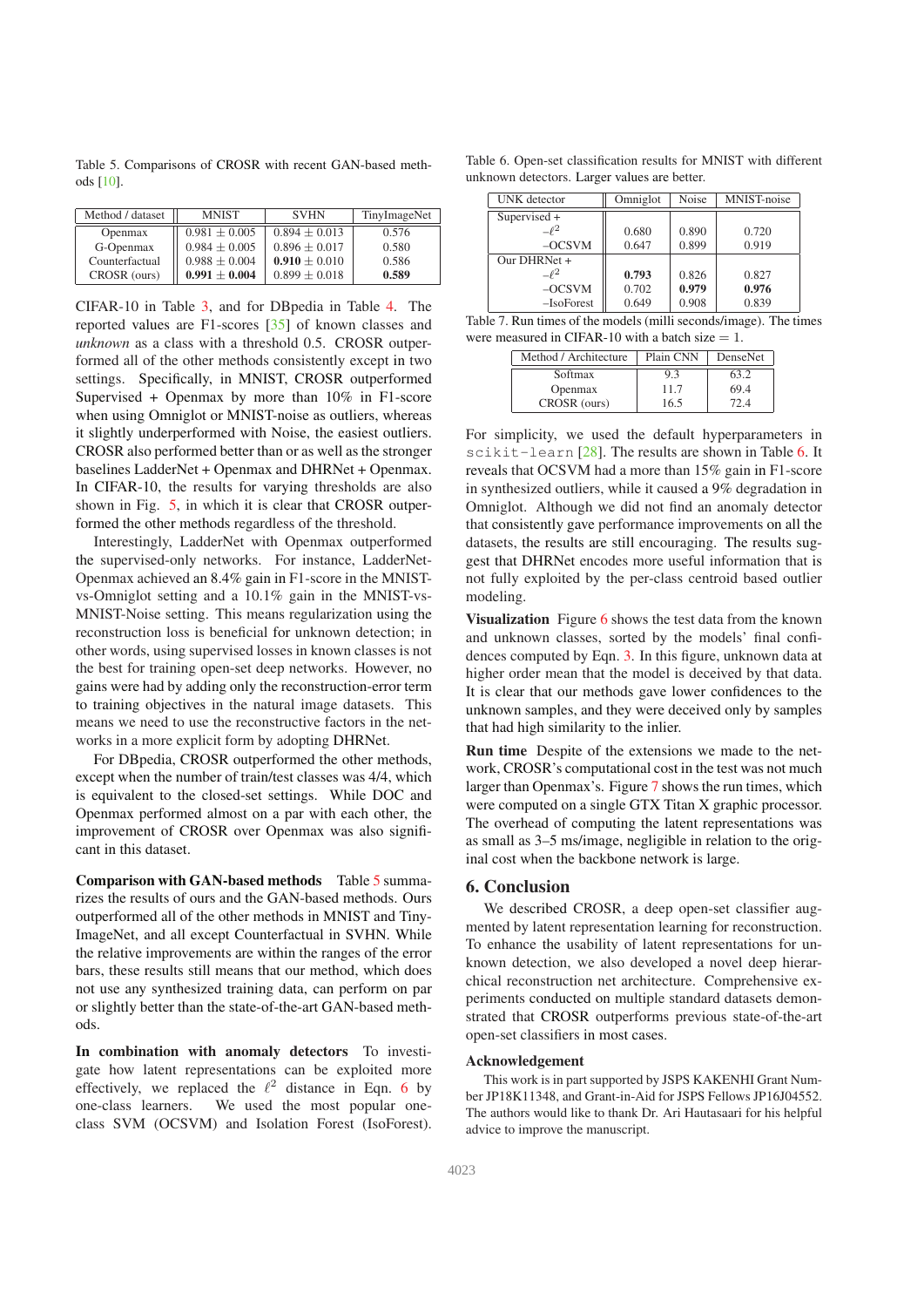Table 5. Comparisons of CROSR with recent GAN-based methods [10].

| Method / dataset | MNIST | SVHN | TinyImageNet |
|---|---|---|---|
| Openmax | 0.981 $\pm$ 0.005 | 0.894 $\pm$ 0.013 | 0.576 |
| G-Openmax | 0.984 $\pm$ 0.005 | 0.896 $\pm$ 0.017 | 0.580 |
| Counterfactual | 0.988 $\pm$ 0.004 | **0.910** $\pm$ 0.010 | 0.586 |
| CROSR (ours) | **0.991** $\pm$ **0.004** | 0.899 $\pm$ 0.018 | **0.589** |

CIFAR-10 in Table 3, and for DBpedia in Table 4. The reported values are F1-scores [35] of known classes and *unknown* as a class with a threshold 0.5. CROSR outperformed all of the other methods consistently except in two settings. Specifically, in MNIST, CROSR outperformed Supervised + Openmax by more than 10% in F1-score when using Omniglot or MNIST-noise as outliers, whereas it slightly underperformed with Noise, the easiest outliers. CROSR also performed better than or as well as the stronger baselines LadderNet + Openmax and DHRNet + Openmax. In CIFAR-10, the results for varying thresholds are also shown in Fig. 5, in which it is clear that CROSR outperformed the other methods regardless of the threshold.

Interestingly, LadderNet with Openmax outperformed the supervised-only networks. For instance, LadderNet-Openmax achieved an 8.4% gain in F1-score in the MNIST-vs-Omniglot setting and a 10.1% gain in the MNIST-vs-MNIST-Noise setting. This means regularization using the reconstruction loss is beneficial for unknown detection; in other words, using supervised losses in known classes is not the best for training open-set deep networks. However, no gains were had by adding only the reconstruction-error term to training objectives in the natural image datasets. This means we need to use the reconstructive factors in the networks in a more explicit form by adopting DHRNet.

For DBpedia, CROSR outperformed the other methods, except when the number of train/test classes was 4/4, which is equivalent to the closed-set settings. While DOC and Openmax performed almost on a par with each other, the improvement of CROSR over Openmax was also significant in this dataset.

**Comparison with GAN-based methods** Table 5 summarizes the results of ours and the GAN-based methods. Ours outperformed all of the other methods in MNIST and TinyImageNet, and all except Counterfactual in SVHN. While the relative improvements are within the ranges of the error bars, these results still means that our method, which does not use any synthesized training data, can perform on par or slightly better than the state-of-the-art GAN-based methods.

**In combination with anomaly detectors** To investigate how latent representations can be exploited more effectively, we replaced the $\ell^2$ distance in Eqn. 6 by one-class learners. We used the most popular one-class SVM (OCSVM) and Isolation Forest (IsoForest).

Table 6. Open-set classification results for MNIST with different unknown detectors. Larger values are better.

| UNK detector | Omniglot | Noise | MNIST-noise |
|---|---|---|---|
| Supervised + | | | |
| $-\ell^2$ | 0.680 | 0.890 | 0.720 |
| –OCSVM | 0.647 | 0.899 | 0.919 |
| Our DHRNet + | | | |
| $-\ell^2$ | **0.793** | 0.826 | 0.827 |
| –OCSVM | 0.702 | **0.979** | **0.976** |
| –IsoForest | 0.649 | 0.908 | 0.839 |

Table 7. Run times of the models (milli seconds/image). The times were measured in CIFAR-10 with a batch size = 1.

| Method / Architecture | Plain CNN | DenseNet |
|---|---|---|
| Softmax | 9.3 | 63.2 |
| Openmax | 11.7 | 69.4 |
| CROSR (ours) | 16.5 | 72.4 |

For simplicity, we used the default hyperparameters in `scikit-learn` [28]. The results are shown in Table 6. It reveals that OCSVM had a more than 15% gain in F1-score in synthesized outliers, while it caused a 9% degradation in Omniglot. Although we did not find an anomaly detector that consistently gave performance improvements on all the datasets, the results are still encouraging. The results suggest that DHRNet encodes more useful information that is not fully exploited by the per-class centroid based outlier modeling.

**Visualization** Figure 6 shows the test data from the known and unknown classes, sorted by the models' final confidences computed by Eqn. 3. In this figure, unknown data at higher order mean that the model is deceived by that data. It is clear that our methods gave lower confidences to the unknown samples, and they were deceived only by samples that had high similarity to the inlier.

**Run time** Despite of the extensions we made to the network, CROSR's computational cost in the test was not much larger than Openmax's. Figure 7 shows the run times, which were computed on a single GTX Titan X graphic processor. The overhead of computing the latent representations was as small as 3–5 ms/image, negligible in relation to the original cost when the backbone network is large.

## 6. Conclusion

We described CROSR, a deep open-set classifier augmented by latent representation learning for reconstruction. To enhance the usability of latent representations for unknown detection, we also developed a novel deep hierarchical reconstruction net architecture. Comprehensive experiments conducted on multiple standard datasets demonstrated that CROSR outperforms previous state-of-the-art open-set classifiers in most cases.

### Acknowledgement

This work is in part supported by JSPS KAKENHI Grant Number JP18K11348, and Grant-in-Aid for JSPS Fellows JP16J04552. The authors would like to thank Dr. Ari Hautasaari for his helpful advice to improve the manuscript.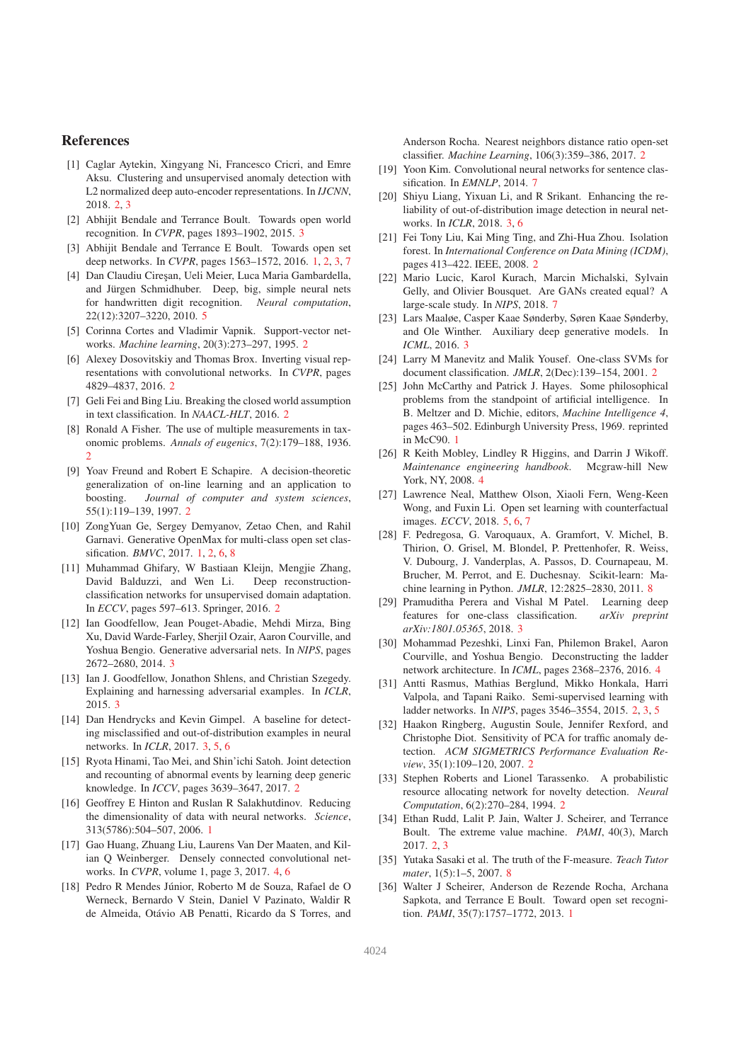## References

[1] Caglar Aytekin, Xingyang Ni, Francesco Cricri, and Emre Aksu. Clustering and unsupervised anomaly detection with L2 normalized deep auto-encoder representations. In *IJCNN*, 2018. 2, 3

[2] Abhijit Bendale and Terrance Boult. Towards open world recognition. In *CVPR*, pages 1893–1902, 2015. 3

[3] Abhijit Bendale and Terrance E Boult. Towards open set deep networks. In *CVPR*, pages 1563–1572, 2016. 1, 2, 3, 7

[4] Dan Claudiu Cireşan, Ueli Meier, Luca Maria Gambardella, and Jürgen Schmidhuber. Deep, big, simple neural nets for handwritten digit recognition. *Neural computation*, 22(12):3207–3220, 2010. 5

[5] Corinna Cortes and Vladimir Vapnik. Support-vector networks. *Machine learning*, 20(3):273–297, 1995. 2

[6] Alexey Dosovitskiy and Thomas Brox. Inverting visual representations with convolutional networks. In *CVPR*, pages 4829–4837, 2016. 2

[7] Geli Fei and Bing Liu. Breaking the closed world assumption in text classification. In *NAACL-HLT*, 2016. 2

[8] Ronald A Fisher. The use of multiple measurements in taxonomic problems. *Annals of eugenics*, 7(2):179–188, 1936. 2

[9] Yoav Freund and Robert E Schapire. A decision-theoretic generalization of on-line learning and an application to boosting. *Journal of computer and system sciences*, 55(1):119–139, 1997. 2

[10] ZongYuan Ge, Sergey Demyanov, Zetao Chen, and Rahil Garnavi. Generative OpenMax for multi-class open set classification. *BMVC*, 2017. 1, 2, 6, 8

[11] Muhammad Ghifary, W Bastiaan Kleijn, Mengjie Zhang, David Balduzzi, and Wen Li. Deep reconstruction-classification networks for unsupervised domain adaptation. In *ECCV*, pages 597–613. Springer, 2016. 2

[12] Ian Goodfellow, Jean Pouget-Abadie, Mehdi Mirza, Bing Xu, David Warde-Farley, Sherjil Ozair, Aaron Courville, and Yoshua Bengio. Generative adversarial nets. In *NIPS*, pages 2672–2680, 2014. 3

[13] Ian J. Goodfellow, Jonathon Shlens, and Christian Szegedy. Explaining and harnessing adversarial examples. In *ICLR*, 2015. 3

[14] Dan Hendrycks and Kevin Gimpel. A baseline for detecting misclassified and out-of-distribution examples in neural networks. In *ICLR*, 2017. 3, 5, 6

[15] Ryota Hinami, Tao Mei, and Shin'ichi Satoh. Joint detection and recounting of abnormal events by learning deep generic knowledge. In *ICCV*, pages 3639–3647, 2017. 2

[16] Geoffrey E Hinton and Ruslan R Salakhutdinov. Reducing the dimensionality of data with neural networks. *Science*, 313(5786):504–507, 2006. 1

[17] Gao Huang, Zhuang Liu, Laurens Van Der Maaten, and Kilian Q Weinberger. Densely connected convolutional networks. In *CVPR*, volume 1, page 3, 2017. 4, 6

[18] Pedro R Mendes Júnior, Roberto M de Souza, Rafael de O Werneck, Bernardo V Stein, Daniel V Pazinato, Waldir R de Almeida, Otávio AB Penatti, Ricardo da S Torres, and Anderson Rocha. Nearest neighbors distance ratio open-set classifier. *Machine Learning*, 106(3):359–386, 2017. 2

[19] Yoon Kim. Convolutional neural networks for sentence classification. In *EMNLP*, 2014. 7

[20] Shiyu Liang, Yixuan Li, and R Srikant. Enhancing the reliability of out-of-distribution image detection in neural networks. In *ICLR*, 2018. 3, 6

[21] Fei Tony Liu, Kai Ming Ting, and Zhi-Hua Zhou. Isolation forest. In *International Conference on Data Mining (ICDM)*, pages 413–422. IEEE, 2008. 2

[22] Mario Lucic, Karol Kurach, Marcin Michalski, Sylvain Gelly, and Olivier Bousquet. Are GANs created equal? A large-scale study. In *NIPS*, 2018. 7

[23] Lars Maaløe, Casper Kaae Sønderby, Søren Kaae Sønderby, and Ole Winther. Auxiliary deep generative models. In *ICML*, 2016. 3

[24] Larry M Manevitz and Malik Yousef. One-class SVMs for document classification. *JMLR*, 2(Dec):139–154, 2001. 2

[25] John McCarthy and Patrick J. Hayes. Some philosophical problems from the standpoint of artificial intelligence. In B. Meltzer and D. Michie, editors, *Machine Intelligence 4*, pages 463–502. Edinburgh University Press, 1969. reprinted in McC90. 1

[26] R Keith Mobley, Lindley R Higgins, and Darrin J Wikoff. *Maintenance engineering handbook*. Mcgraw-hill New York, NY, 2008. 4

[27] Lawrence Neal, Matthew Olson, Xiaoli Fern, Weng-Keen Wong, and Fuxin Li. Open set learning with counterfactual images. *ECCV*, 2018. 5, 6, 7

[28] F. Pedregosa, G. Varoquaux, A. Gramfort, V. Michel, B. Thirion, O. Grisel, M. Blondel, P. Prettenhofer, R. Weiss, V. Dubourg, J. Vanderplas, A. Passos, D. Cournapeau, M. Brucher, M. Perrot, and E. Duchesnay. Scikit-learn: Machine learning in Python. *JMLR*, 12:2825–2830, 2011. 8

[29] Pramuditha Perera and Vishal M Patel. Learning deep features for one-class classification. *arXiv preprint arXiv:1801.05365*, 2018. 3

[30] Mohammad Pezeshki, Linxi Fan, Philemon Brakel, Aaron Courville, and Yoshua Bengio. Deconstructing the ladder network architecture. In *ICML*, pages 2368–2376, 2016. 4

[31] Antti Rasmus, Mathias Berglund, Mikko Honkala, Harri Valpola, and Tapani Raiko. Semi-supervised learning with ladder networks. In *NIPS*, pages 3546–3554, 2015. 2, 3, 5

[32] Haakon Ringberg, Augustin Soule, Jennifer Rexford, and Christophe Diot. Sensitivity of PCA for traffic anomaly detection. *ACM SIGMETRICS Performance Evaluation Review*, 35(1):109–120, 2007. 2

[33] Stephen Roberts and Lionel Tarassenko. A probabilistic resource allocating network for novelty detection. *Neural Computation*, 6(2):270–284, 1994. 2

[34] Ethan Rudd, Lalit P. Jain, Walter J. Scheirer, and Terrance Boult. The extreme value machine. *PAMI*, 40(3), March 2017. 2, 3

[35] Yutaka Sasaki et al. The truth of the F-measure. *Teach Tutor mater*, 1(5):1–5, 2007. 8

[36] Walter J Scheirer, Anderson de Rezende Rocha, Archana Sapkota, and Terrance E Boult. Toward open set recognition. *PAMI*, 35(7):1757–1772, 2013. 1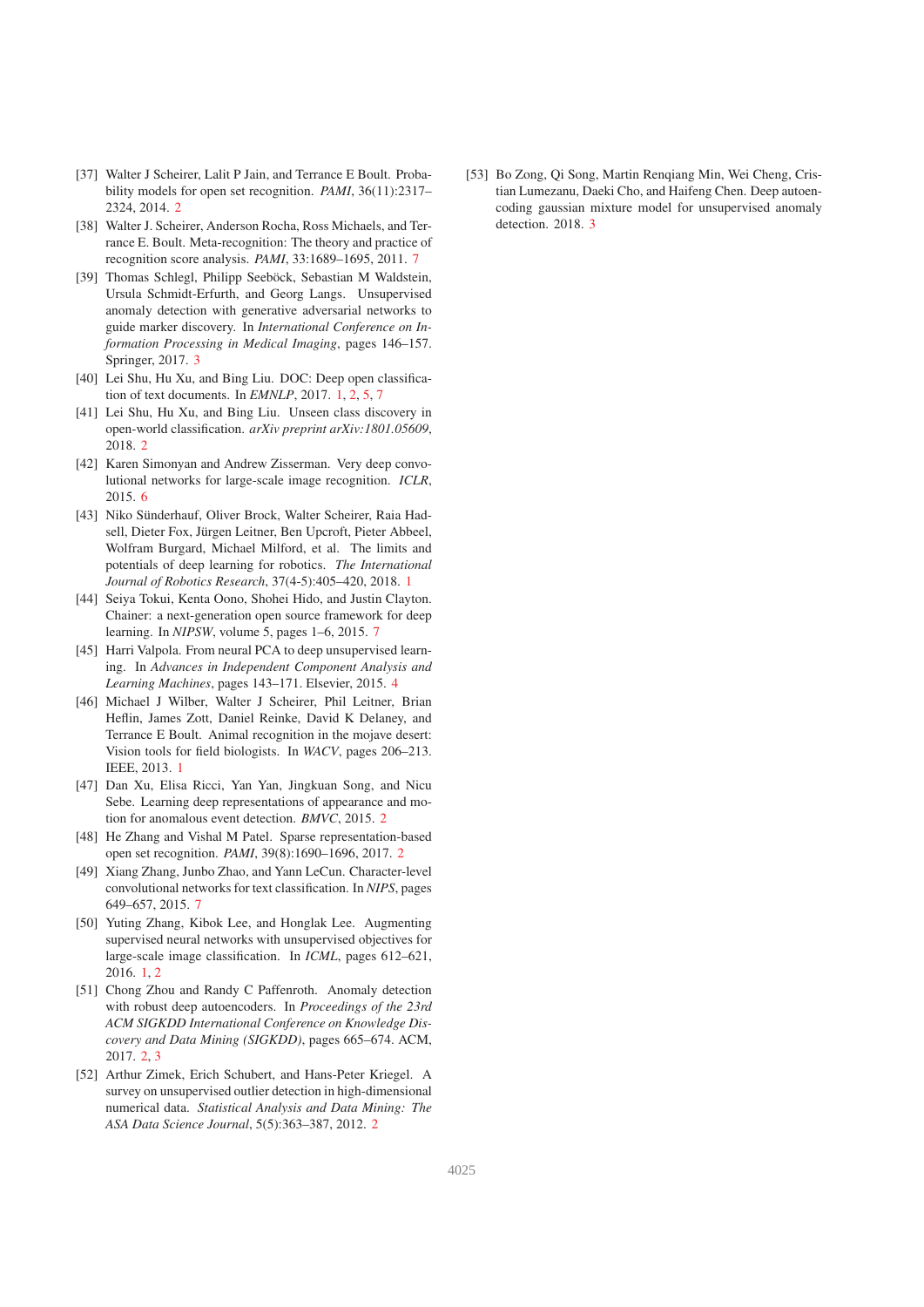[37] Walter J Scheirer, Lalit P Jain, and Terrance E Boult. Probability models for open set recognition. *PAMI*, 36(11):2317–2324, 2014. 2

[38] Walter J. Scheirer, Anderson Rocha, Ross Michaels, and Terrance E. Boult. Meta-recognition: The theory and practice of recognition score analysis. *PAMI*, 33:1689–1695, 2011. 7

[39] Thomas Schlegl, Philipp Seeböck, Sebastian M Waldstein, Ursula Schmidt-Erfurth, and Georg Langs. Unsupervised anomaly detection with generative adversarial networks to guide marker discovery. In *International Conference on Information Processing in Medical Imaging*, pages 146–157. Springer, 2017. 3

[40] Lei Shu, Hu Xu, and Bing Liu. DOC: Deep open classification of text documents. In *EMNLP*, 2017. 1, 2, 5, 7

[41] Lei Shu, Hu Xu, and Bing Liu. Unseen class discovery in open-world classification. *arXiv preprint arXiv:1801.05609*, 2018. 2

[42] Karen Simonyan and Andrew Zisserman. Very deep convolutional networks for large-scale image recognition. *ICLR*, 2015. 6

[43] Niko Sünderhauf, Oliver Brock, Walter Scheirer, Raia Hadsell, Dieter Fox, Jürgen Leitner, Ben Upcroft, Pieter Abbeel, Wolfram Burgard, Michael Milford, et al. The limits and potentials of deep learning for robotics. *The International Journal of Robotics Research*, 37(4-5):405–420, 2018. 1

[44] Seiya Tokui, Kenta Oono, Shohei Hido, and Justin Clayton. Chainer: a next-generation open source framework for deep learning. In *NIPSW*, volume 5, pages 1–6, 2015. 7

[45] Harri Valpola. From neural PCA to deep unsupervised learning. In *Advances in Independent Component Analysis and Learning Machines*, pages 143–171. Elsevier, 2015. 4

[46] Michael J Wilber, Walter J Scheirer, Phil Leitner, Brian Heflin, James Zott, Daniel Reinke, David K Delaney, and Terrance E Boult. Animal recognition in the mojave desert: Vision tools for field biologists. In *WACV*, pages 206–213. IEEE, 2013. 1

[47] Dan Xu, Elisa Ricci, Yan Yan, Jingkuan Song, and Nicu Sebe. Learning deep representations of appearance and motion for anomalous event detection. *BMVC*, 2015. 2

[48] He Zhang and Vishal M Patel. Sparse representation-based open set recognition. *PAMI*, 39(8):1690–1696, 2017. 2

[49] Xiang Zhang, Junbo Zhao, and Yann LeCun. Character-level convolutional networks for text classification. In *NIPS*, pages 649–657, 2015. 7

[50] Yuting Zhang, Kibok Lee, and Honglak Lee. Augmenting supervised neural networks with unsupervised objectives for large-scale image classification. In *ICML*, pages 612–621, 2016. 1, 2

[51] Chong Zhou and Randy C Paffenroth. Anomaly detection with robust deep autoencoders. In *Proceedings of the 23rd ACM SIGKDD International Conference on Knowledge Discovery and Data Mining (SIGKDD)*, pages 665–674. ACM, 2017. 2, 3

[52] Arthur Zimek, Erich Schubert, and Hans-Peter Kriegel. A survey on unsupervised outlier detection in high-dimensional numerical data. *Statistical Analysis and Data Mining: The ASA Data Science Journal*, 5(5):363–387, 2012. 2

[53] Bo Zong, Qi Song, Martin Renqiang Min, Wei Cheng, Cristian Lumezanu, Daeki Cho, and Haifeng Chen. Deep autoencoding gaussian mixture model for unsupervised anomaly detection. 2018. 3